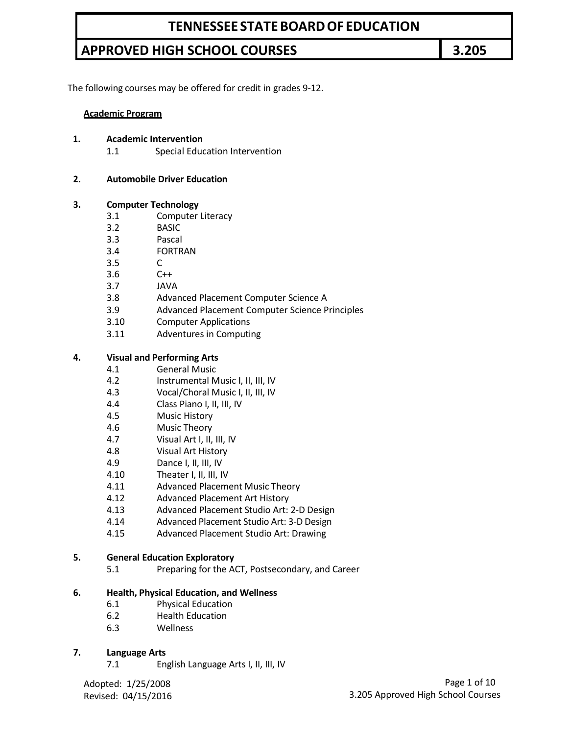# TENNESSEE STATE BOARD OF EDUCATION

## APPROVED HIGH SCHOOL COURSES 3.205

The following courses may be offered for credit in grades 9-12.

**Academic Program**

1. **Academic Intervention**
   - 1.1 Special Education Intervention

2. **Automobile Driver Education**

3. **Computer Technology**
   - 3.1 Computer Literacy
   - 3.2 BASIC
   - 3.3 Pascal
   - 3.4 FORTRAN
   - 3.5 C
   - 3.6 C++
   - 3.7 JAVA
   - 3.8 Advanced Placement Computer Science A
   - 3.9 Advanced Placement Computer Science Principles
   - 3.10 Computer Applications
   - 3.11 Adventures in Computing

4. **Visual and Performing Arts**
   - 4.1 General Music
   - 4.2 Instrumental Music I, II, III, IV
   - 4.3 Vocal/Choral Music I, II, III, IV
   - 4.4 Class Piano I, II, III, IV
   - 4.5 Music History
   - 4.6 Music Theory
   - 4.7 Visual Art I, II, III, IV
   - 4.8 Visual Art History
   - 4.9 Dance I, II, III, IV
   - 4.10 Theater I, II, III, IV
   - 4.11 Advanced Placement Music Theory
   - 4.12 Advanced Placement Art History
   - 4.13 Advanced Placement Studio Art: 2-D Design
   - 4.14 Advanced Placement Studio Art: 3-D Design
   - 4.15 Advanced Placement Studio Art: Drawing

5. **General Education Exploratory**
   - 5.1 Preparing for the ACT, Postsecondary, and Career

6. **Health, Physical Education, and Wellness**
   - 6.1 Physical Education
   - 6.2 Health Education
   - 6.3 Wellness

7. **Language Arts**
   - 7.1 English Language Arts I, II, III, IV

Adopted: 1/25/2008
Revised: 04/15/2016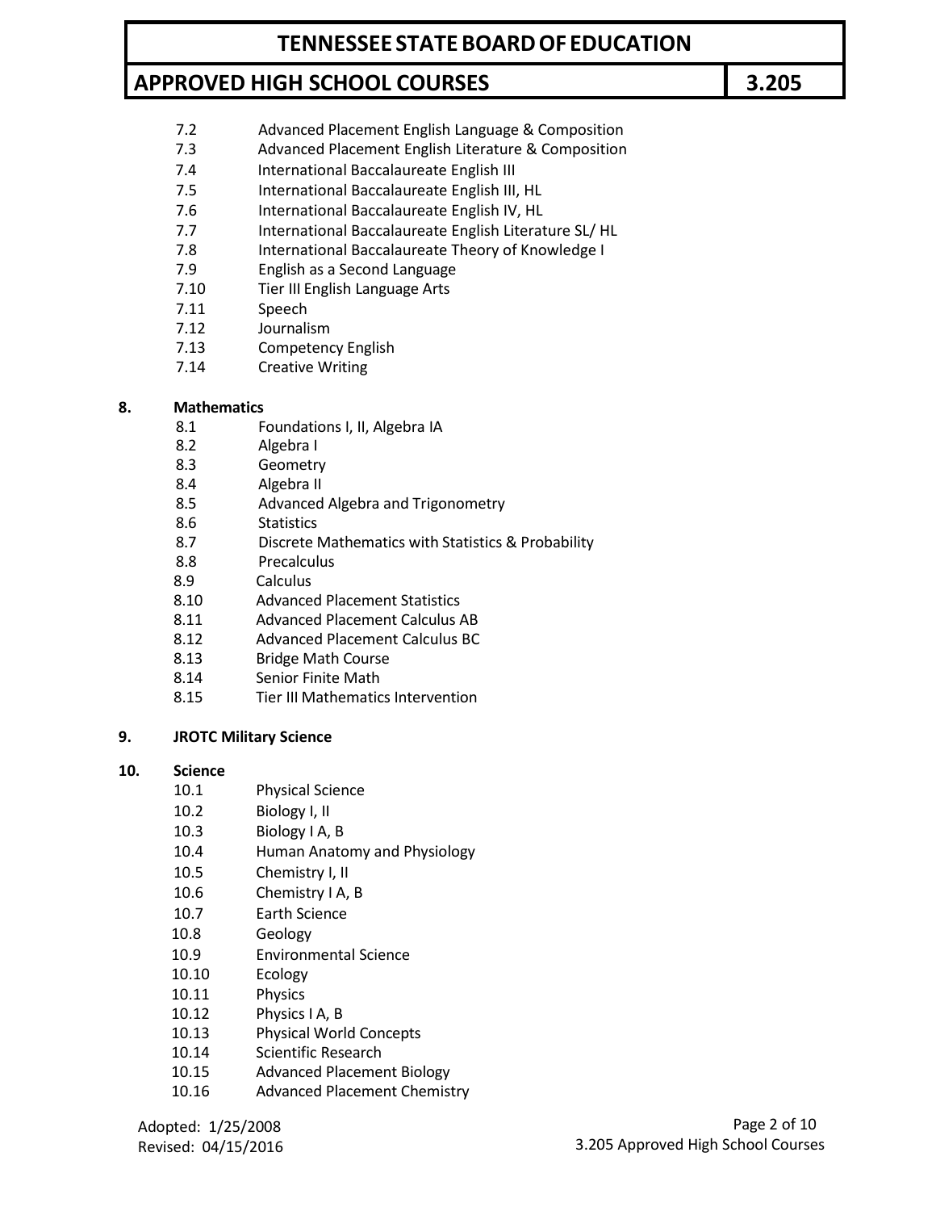- 7.2 Advanced Placement English Language & Composition
- 7.3 Advanced Placement English Literature & Composition
- 7.4 International Baccalaureate English III
- 7.5 International Baccalaureate English III, HL
- 7.6 International Baccalaureate English IV, HL
- 7.7 International Baccalaureate English Literature SL/ HL
- 7.8 International Baccalaureate Theory of Knowledge I
- 7.9 English as a Second Language
- 7.10 Tier III English Language Arts
- 7.11 Speech
- 7.12 Journalism
- 7.13 Competency English
- 7.14 Creative Writing

**8. Mathematics**

- 8.1 Foundations I, II, Algebra IA
- 8.2 Algebra I
- 8.3 Geometry
- 8.4 Algebra II
- 8.5 Advanced Algebra and Trigonometry
- 8.6 Statistics
- 8.7 Discrete Mathematics with Statistics & Probability
- 8.8 Precalculus
- 8.9 Calculus
- 8.10 Advanced Placement Statistics
- 8.11 Advanced Placement Calculus AB
- 8.12 Advanced Placement Calculus BC
- 8.13 Bridge Math Course
- 8.14 Senior Finite Math
- 8.15 Tier III Mathematics Intervention

**9. JROTC Military Science**

**10. Science**

- 10.1 Physical Science
- 10.2 Biology I, II
- 10.3 Biology I A, B
- 10.4 Human Anatomy and Physiology
- 10.5 Chemistry I, II
- 10.6 Chemistry I A, B
- 10.7 Earth Science
- 10.8 Geology
- 10.9 Environmental Science
- 10.10 Ecology
- 10.11 Physics
- 10.12 Physics I A, B
- 10.13 Physical World Concepts
- 10.14 Scientific Research
- 10.15 Advanced Placement Biology
- 10.16 Advanced Placement Chemistry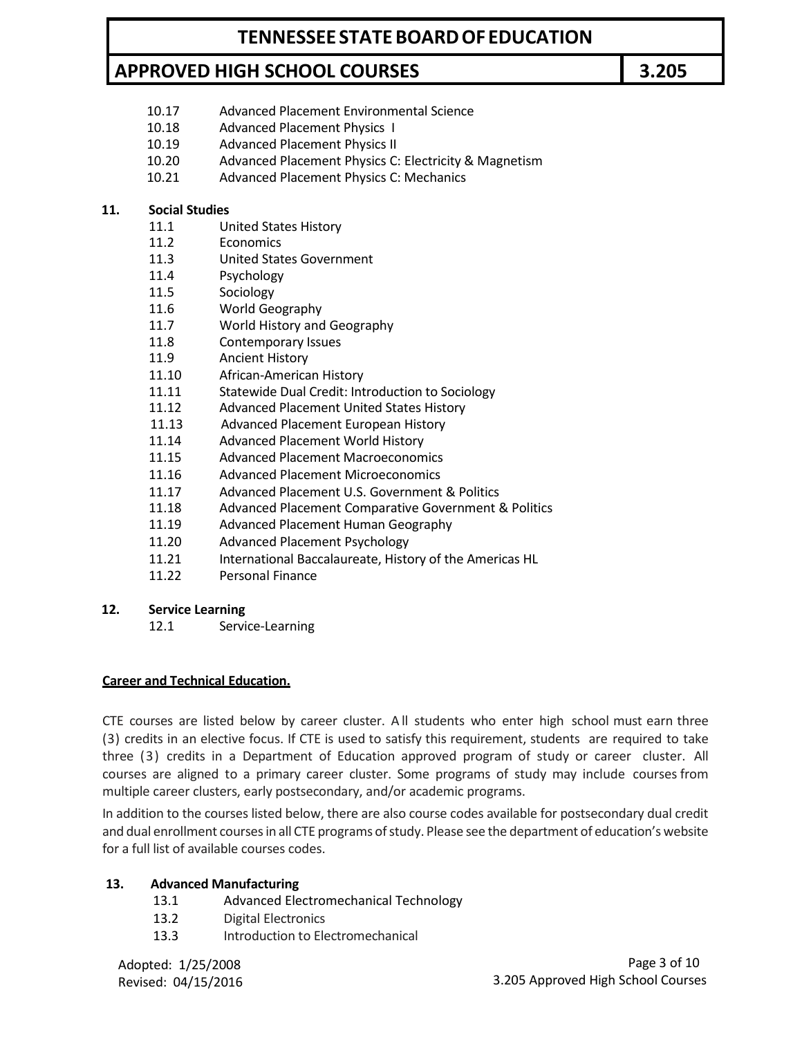- 10.17 Advanced Placement Environmental Science
- 10.18 Advanced Placement Physics I
- 10.19 Advanced Placement Physics II
- 10.20 Advanced Placement Physics C: Electricity & Magnetism
- 10.21 Advanced Placement Physics C: Mechanics

**11. Social Studies**

- 11.1 United States History
- 11.2 Economics
- 11.3 United States Government
- 11.4 Psychology
- 11.5 Sociology
- 11.6 World Geography
- 11.7 World History and Geography
- 11.8 Contemporary Issues
- 11.9 Ancient History
- 11.10 African-American History
- 11.11 Statewide Dual Credit: Introduction to Sociology
- 11.12 Advanced Placement United States History
- 11.13 Advanced Placement European History
- 11.14 Advanced Placement World History
- 11.15 Advanced Placement Macroeconomics
- 11.16 Advanced Placement Microeconomics
- 11.17 Advanced Placement U.S. Government & Politics
- 11.18 Advanced Placement Comparative Government & Politics
- 11.19 Advanced Placement Human Geography
- 11.20 Advanced Placement Psychology
- 11.21 International Baccalaureate, History of the Americas HL
- 11.22 Personal Finance

**12. Service Learning**

- 12.1 Service-Learning

**Career and Technical Education.**

CTE courses are listed below by career cluster. All students who enter high school must earn three (3) credits in an elective focus. If CTE is used to satisfy this requirement, students are required to take three (3) credits in a Department of Education approved program of study or career cluster. All courses are aligned to a primary career cluster. Some programs of study may include courses from multiple career clusters, early postsecondary, and/or academic programs.

In addition to the courses listed below, there are also course codes available for postsecondary dual credit and dual enrollment courses in all CTE programs of study. Please see the department of education's website for a full list of available courses codes.

**13. Advanced Manufacturing**

- 13.1 Advanced Electromechanical Technology
- 13.2 Digital Electronics
- 13.3 Introduction to Electromechanical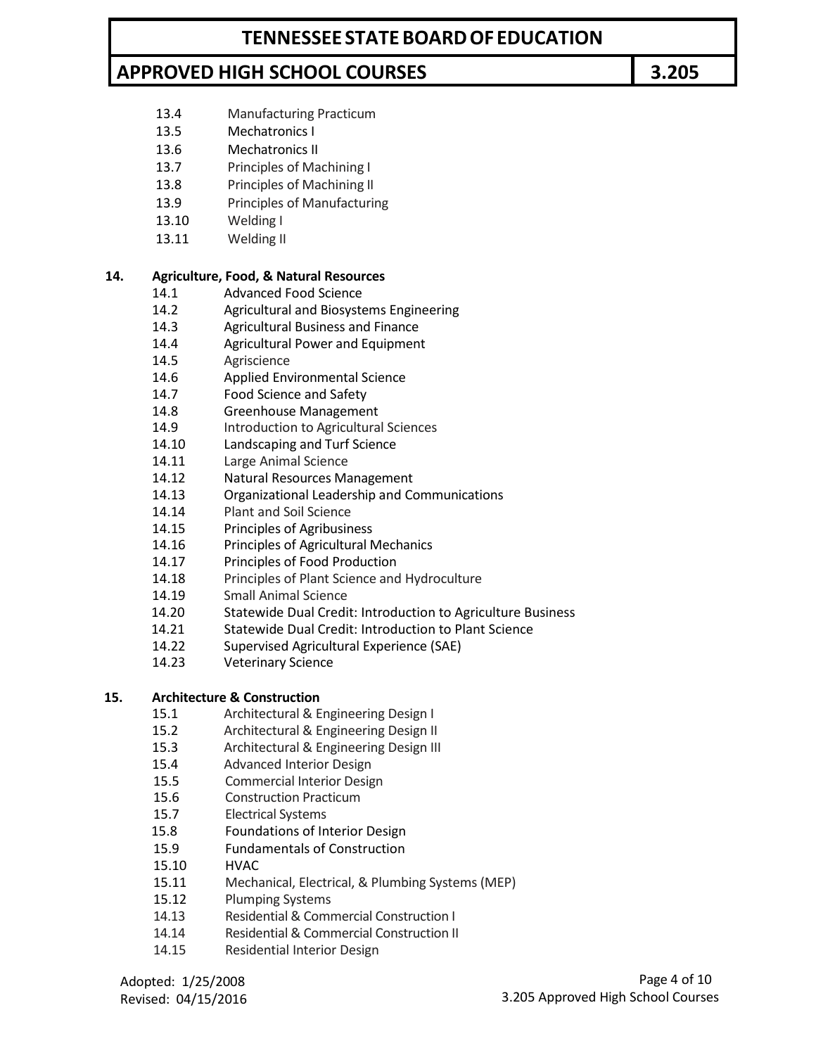- 13.4 Manufacturing Practicum
- 13.5 Mechatronics I
- 13.6 Mechatronics II
- 13.7 Principles of Machining I
- 13.8 Principles of Machining II
- 13.9 Principles of Manufacturing
- 13.10 Welding I
- 13.11 Welding II

**14. Agriculture, Food, & Natural Resources**

- 14.1 Advanced Food Science
- 14.2 Agricultural and Biosystems Engineering
- 14.3 Agricultural Business and Finance
- 14.4 Agricultural Power and Equipment
- 14.5 Agriscience
- 14.6 Applied Environmental Science
- 14.7 Food Science and Safety
- 14.8 Greenhouse Management
- 14.9 Introduction to Agricultural Sciences
- 14.10 Landscaping and Turf Science
- 14.11 Large Animal Science
- 14.12 Natural Resources Management
- 14.13 Organizational Leadership and Communications
- 14.14 Plant and Soil Science
- 14.15 Principles of Agribusiness
- 14.16 Principles of Agricultural Mechanics
- 14.17 Principles of Food Production
- 14.18 Principles of Plant Science and Hydroculture
- 14.19 Small Animal Science
- 14.20 Statewide Dual Credit: Introduction to Agriculture Business
- 14.21 Statewide Dual Credit: Introduction to Plant Science
- 14.22 Supervised Agricultural Experience (SAE)
- 14.23 Veterinary Science

**15. Architecture & Construction**

- 15.1 Architectural & Engineering Design I
- 15.2 Architectural & Engineering Design II
- 15.3 Architectural & Engineering Design III
- 15.4 Advanced Interior Design
- 15.5 Commercial Interior Design
- 15.6 Construction Practicum
- 15.7 Electrical Systems
- 15.8 Foundations of Interior Design
- 15.9 Fundamentals of Construction
- 15.10 HVAC
- 15.11 Mechanical, Electrical, & Plumbing Systems (MEP)
- 15.12 Plumping Systems
- 14.13 Residential & Commercial Construction I
- 14.14 Residential & Commercial Construction II
- 14.15 Residential Interior Design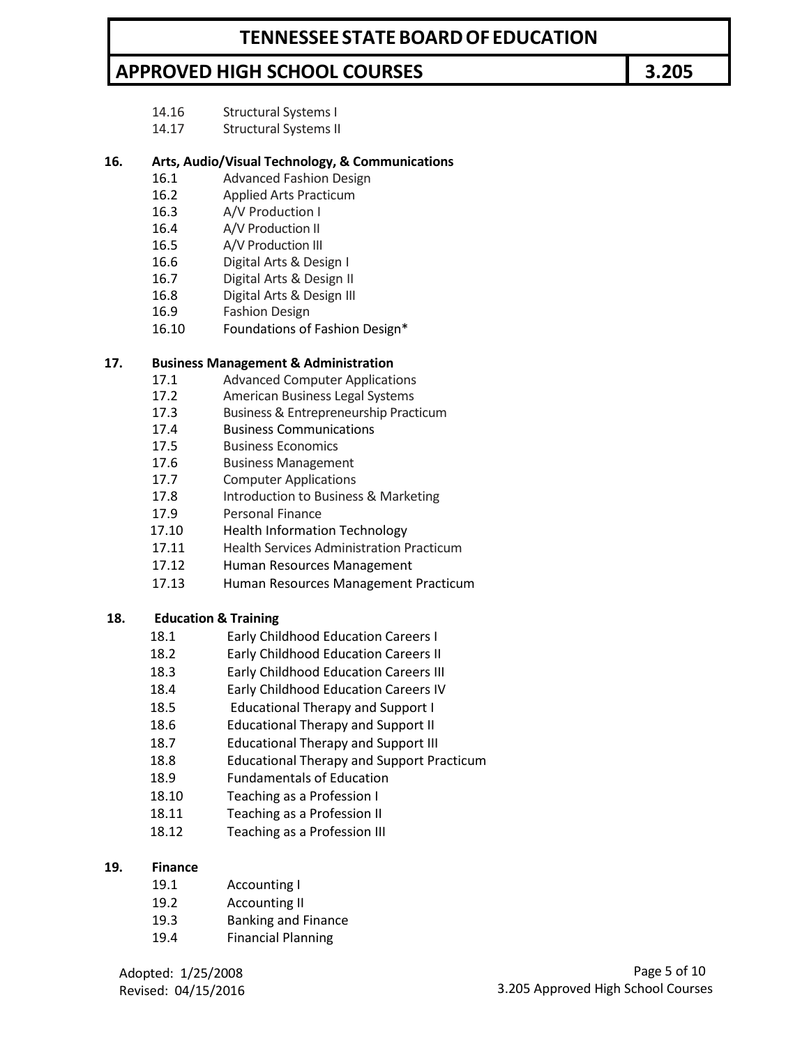- 14.16 Structural Systems I
- 14.17 Structural Systems II

**16. Arts, Audio/Visual Technology, & Communications**

- 16.1 Advanced Fashion Design
- 16.2 Applied Arts Practicum
- 16.3 A/V Production I
- 16.4 A/V Production II
- 16.5 A/V Production III
- 16.6 Digital Arts & Design I
- 16.7 Digital Arts & Design II
- 16.8 Digital Arts & Design III
- 16.9 Fashion Design
- 16.10 Foundations of Fashion Design*

**17. Business Management & Administration**

- 17.1 Advanced Computer Applications
- 17.2 American Business Legal Systems
- 17.3 Business & Entrepreneurship Practicum
- 17.4 Business Communications
- 17.5 Business Economics
- 17.6 Business Management
- 17.7 Computer Applications
- 17.8 Introduction to Business & Marketing
- 17.9 Personal Finance
- 17.10 Health Information Technology
- 17.11 Health Services Administration Practicum
- 17.12 Human Resources Management
- 17.13 Human Resources Management Practicum

**18. Education & Training**

- 18.1 Early Childhood Education Careers I
- 18.2 Early Childhood Education Careers II
- 18.3 Early Childhood Education Careers III
- 18.4 Early Childhood Education Careers IV
- 18.5 Educational Therapy and Support I
- 18.6 Educational Therapy and Support II
- 18.7 Educational Therapy and Support III
- 18.8 Educational Therapy and Support Practicum
- 18.9 Fundamentals of Education
- 18.10 Teaching as a Profession I
- 18.11 Teaching as a Profession II
- 18.12 Teaching as a Profession III

**19. Finance**

- 19.1 Accounting I
- 19.2 Accounting II
- 19.3 Banking and Finance
- 19.4 Financial Planning

Adopted: 1/25/2008
Revised: 04/15/2016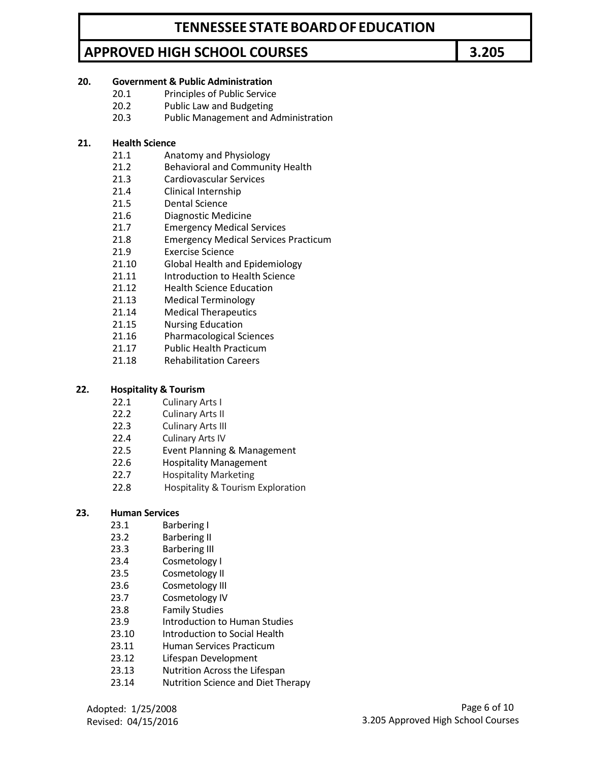**20. Government & Public Administration**

- 20.1 Principles of Public Service
- 20.2 Public Law and Budgeting
- 20.3 Public Management and Administration

**21. Health Science**

- 21.1 Anatomy and Physiology
- 21.2 Behavioral and Community Health
- 21.3 Cardiovascular Services
- 21.4 Clinical Internship
- 21.5 Dental Science
- 21.6 Diagnostic Medicine
- 21.7 Emergency Medical Services
- 21.8 Emergency Medical Services Practicum
- 21.9 Exercise Science
- 21.10 Global Health and Epidemiology
- 21.11 Introduction to Health Science
- 21.12 Health Science Education
- 21.13 Medical Terminology
- 21.14 Medical Therapeutics
- 21.15 Nursing Education
- 21.16 Pharmacological Sciences
- 21.17 Public Health Practicum
- 21.18 Rehabilitation Careers

**22. Hospitality & Tourism**

- 22.1 Culinary Arts I
- 22.2 Culinary Arts II
- 22.3 Culinary Arts III
- 22.4 Culinary Arts IV
- 22.5 Event Planning & Management
- 22.6 Hospitality Management
- 22.7 Hospitality Marketing
- 22.8 Hospitality & Tourism Exploration

**23. Human Services**

- 23.1 Barbering I
- 23.2 Barbering II
- 23.3 Barbering III
- 23.4 Cosmetology I
- 23.5 Cosmetology II
- 23.6 Cosmetology III
- 23.7 Cosmetology IV
- 23.8 Family Studies
- 23.9 Introduction to Human Studies
- 23.10 Introduction to Social Health
- 23.11 Human Services Practicum
- 23.12 Lifespan Development
- 23.13 Nutrition Across the Lifespan
- 23.14 Nutrition Science and Diet Therapy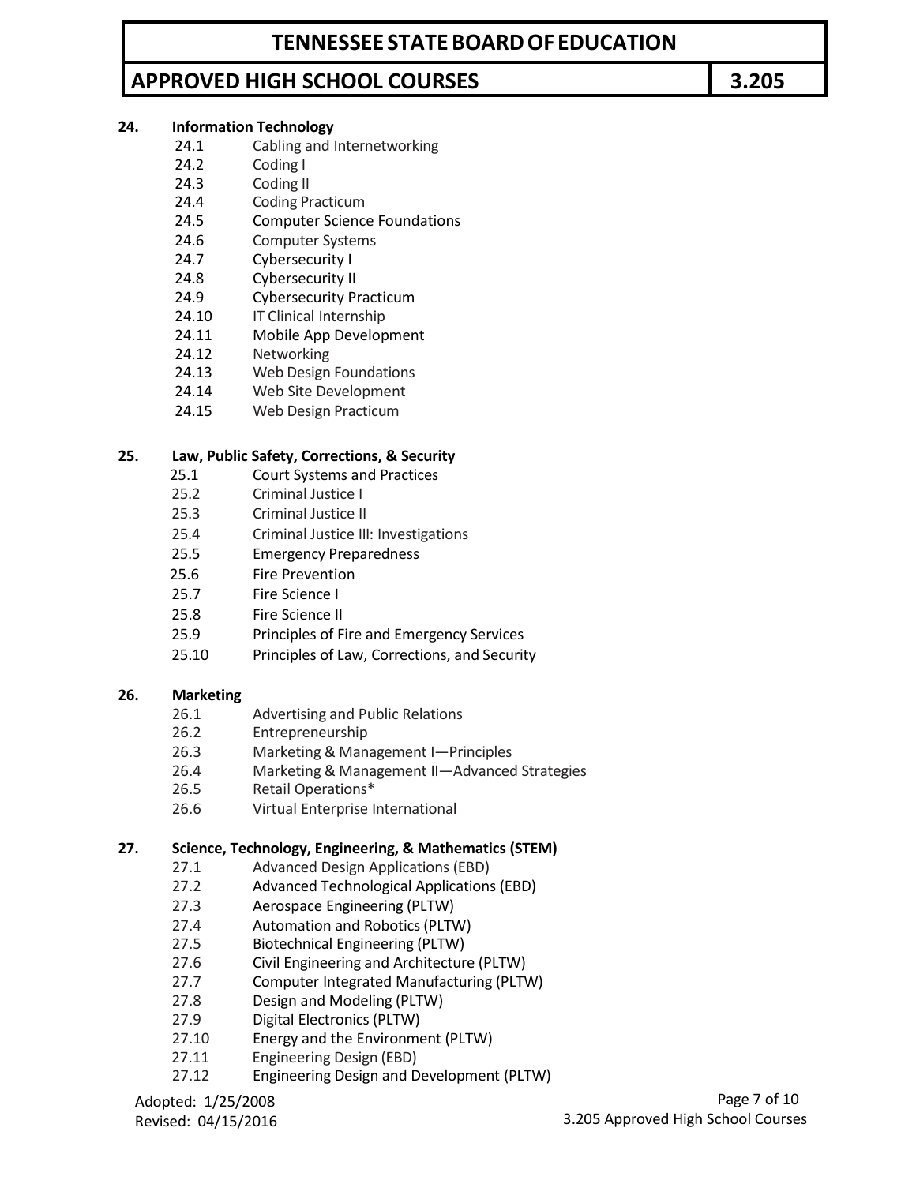**24. Information Technology**

- 24.1 Cabling and Internetworking
- 24.2 Coding I
- 24.3 Coding II
- 24.4 Coding Practicum
- 24.5 Computer Science Foundations
- 24.6 Computer Systems
- 24.7 Cybersecurity I
- 24.8 Cybersecurity II
- 24.9 Cybersecurity Practicum
- 24.10 IT Clinical Internship
- 24.11 Mobile App Development
- 24.12 Networking
- 24.13 Web Design Foundations
- 24.14 Web Site Development
- 24.15 Web Design Practicum

**25. Law, Public Safety, Corrections, & Security**

- 25.1 Court Systems and Practices
- 25.2 Criminal Justice I
- 25.3 Criminal Justice II
- 25.4 Criminal Justice III: Investigations
- 25.5 Emergency Preparedness
- 25.6 Fire Prevention
- 25.7 Fire Science I
- 25.8 Fire Science II
- 25.9 Principles of Fire and Emergency Services
- 25.10 Principles of Law, Corrections, and Security

**26. Marketing**

- 26.1 Advertising and Public Relations
- 26.2 Entrepreneurship
- 26.3 Marketing & Management I—Principles
- 26.4 Marketing & Management II—Advanced Strategies
- 26.5 Retail Operations*
- 26.6 Virtual Enterprise International

**27. Science, Technology, Engineering, & Mathematics (STEM)**

- 27.1 Advanced Design Applications (EBD)
- 27.2 Advanced Technological Applications (EBD)
- 27.3 Aerospace Engineering (PLTW)
- 27.4 Automation and Robotics (PLTW)
- 27.5 Biotechnical Engineering (PLTW)
- 27.6 Civil Engineering and Architecture (PLTW)
- 27.7 Computer Integrated Manufacturing (PLTW)
- 27.8 Design and Modeling (PLTW)
- 27.9 Digital Electronics (PLTW)
- 27.10 Energy and the Environment (PLTW)
- 27.11 Engineering Design (EBD)
- 27.12 Engineering Design and Development (PLTW)

Adopted: 1/25/2008
Revised: 04/15/2016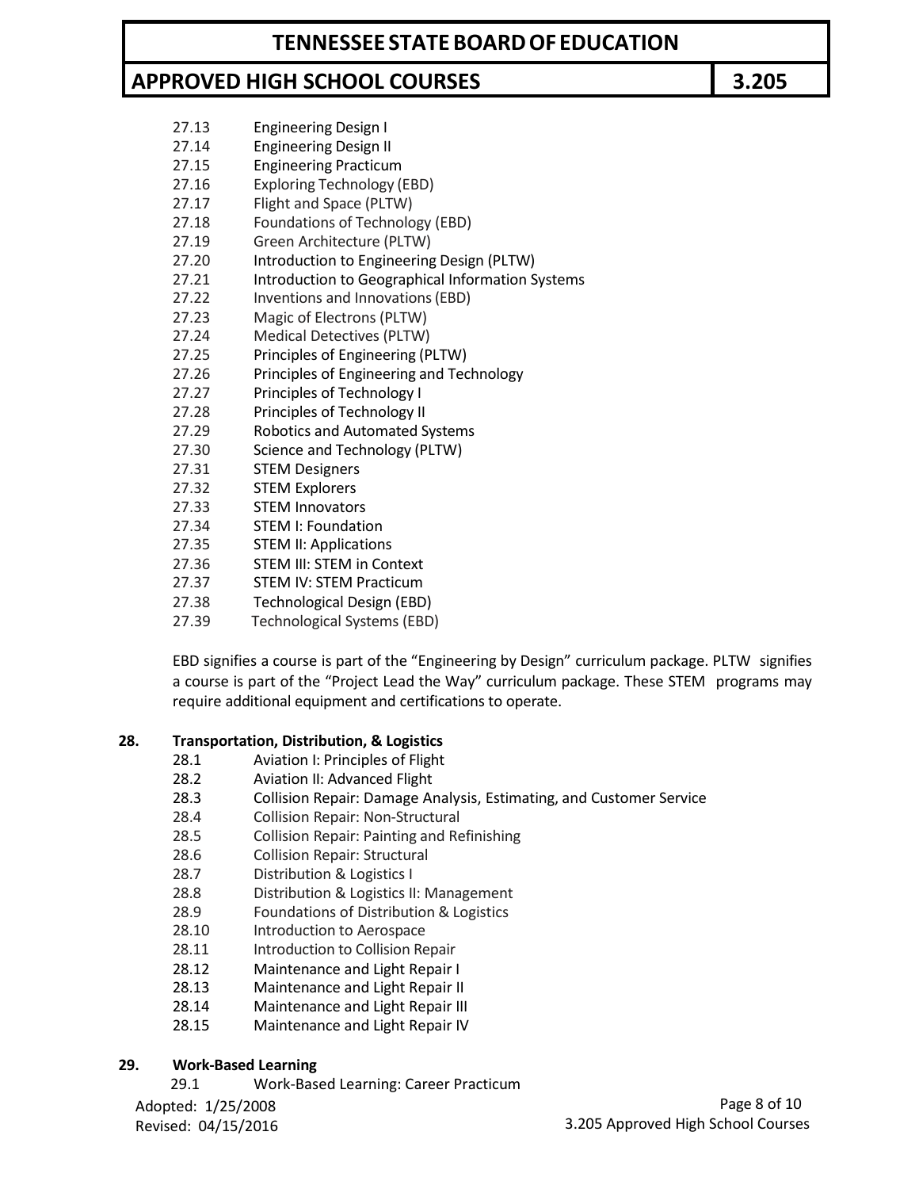27.13 Engineering Design I
27.14 Engineering Design II
27.15 Engineering Practicum
27.16 Exploring Technology (EBD)
27.17 Flight and Space (PLTW)
27.18 Foundations of Technology (EBD)
27.19 Green Architecture (PLTW)
27.20 Introduction to Engineering Design (PLTW)
27.21 Introduction to Geographical Information Systems
27.22 Inventions and Innovations (EBD)
27.23 Magic of Electrons (PLTW)
27.24 Medical Detectives (PLTW)
27.25 Principles of Engineering (PLTW)
27.26 Principles of Engineering and Technology
27.27 Principles of Technology I
27.28 Principles of Technology II
27.29 Robotics and Automated Systems
27.30 Science and Technology (PLTW)
27.31 STEM Designers
27.32 STEM Explorers
27.33 STEM Innovators
27.34 STEM I: Foundation
27.35 STEM II: Applications
27.36 STEM III: STEM in Context
27.37 STEM IV: STEM Practicum
27.38 Technological Design (EBD)
27.39 Technological Systems (EBD)

EBD signifies a course is part of the "Engineering by Design" curriculum package. PLTW signifies a course is part of the "Project Lead the Way" curriculum package. These STEM programs may require additional equipment and certifications to operate.

**28. Transportation, Distribution, & Logistics**

28.1 Aviation I: Principles of Flight
28.2 Aviation II: Advanced Flight
28.3 Collision Repair: Damage Analysis, Estimating, and Customer Service
28.4 Collision Repair: Non-Structural
28.5 Collision Repair: Painting and Refinishing
28.6 Collision Repair: Structural
28.7 Distribution & Logistics I
28.8 Distribution & Logistics II: Management
28.9 Foundations of Distribution & Logistics
28.10 Introduction to Aerospace
28.11 Introduction to Collision Repair
28.12 Maintenance and Light Repair I
28.13 Maintenance and Light Repair II
28.14 Maintenance and Light Repair III
28.15 Maintenance and Light Repair IV

**29. Work-Based Learning**

29.1 Work-Based Learning: Career Practicum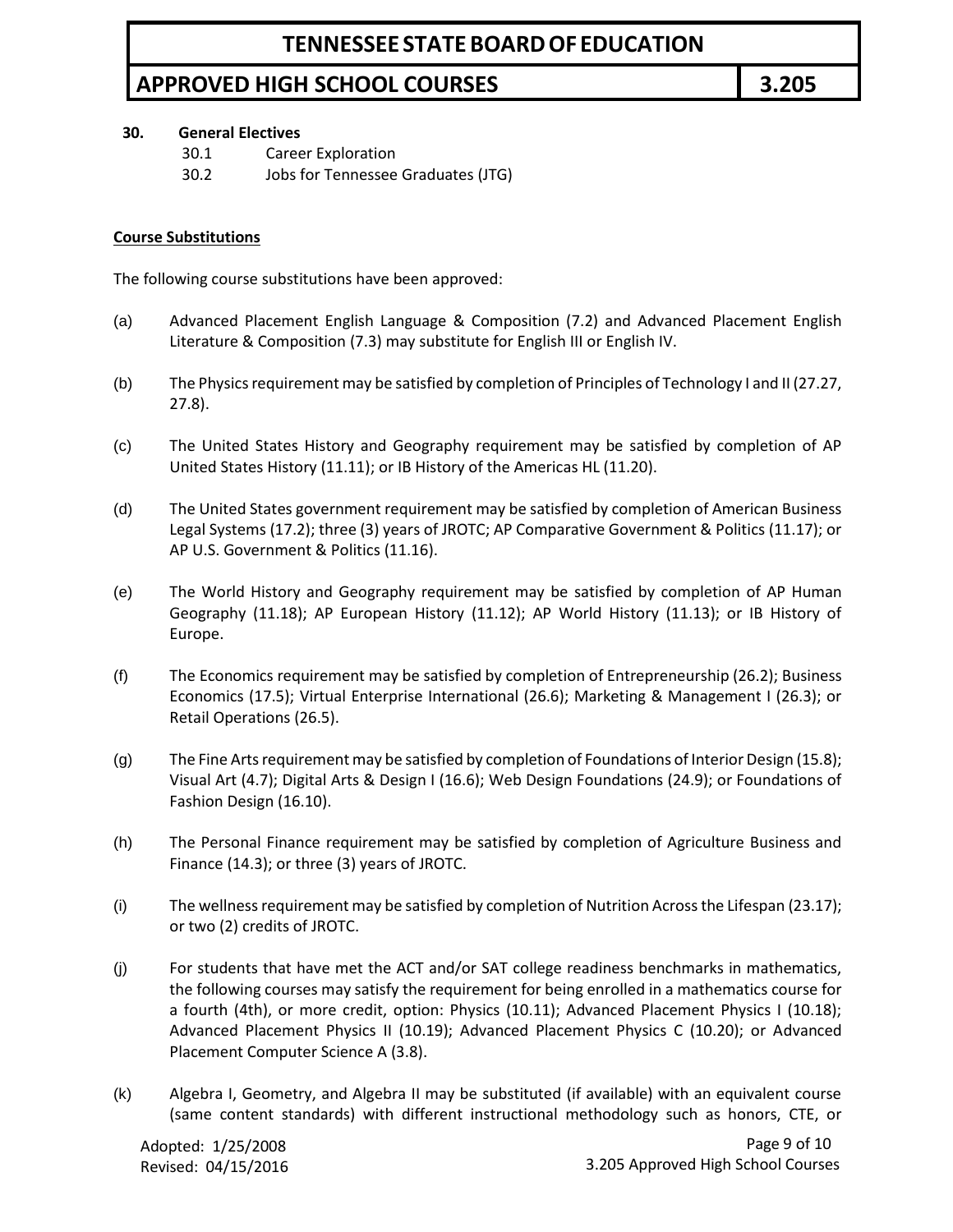**30. General Electives**

30.1 Career Exploration

30.2 Jobs for Tennessee Graduates (JTG)

**Course Substitutions**

The following course substitutions have been approved:

(a) Advanced Placement English Language & Composition (7.2) and Advanced Placement English Literature & Composition (7.3) may substitute for English III or English IV.

(b) The Physics requirement may be satisfied by completion of Principles of Technology I and II (27.27, 27.8).

(c) The United States History and Geography requirement may be satisfied by completion of AP United States History (11.11); or IB History of the Americas HL (11.20).

(d) The United States government requirement may be satisfied by completion of American Business Legal Systems (17.2); three (3) years of JROTC; AP Comparative Government & Politics (11.17); or AP U.S. Government & Politics (11.16).

(e) The World History and Geography requirement may be satisfied by completion of AP Human Geography (11.18); AP European History (11.12); AP World History (11.13); or IB History of Europe.

(f) The Economics requirement may be satisfied by completion of Entrepreneurship (26.2); Business Economics (17.5); Virtual Enterprise International (26.6); Marketing & Management I (26.3); or Retail Operations (26.5).

(g) The Fine Arts requirement may be satisfied by completion of Foundations of Interior Design (15.8); Visual Art (4.7); Digital Arts & Design I (16.6); Web Design Foundations (24.9); or Foundations of Fashion Design (16.10).

(h) The Personal Finance requirement may be satisfied by completion of Agriculture Business and Finance (14.3); or three (3) years of JROTC.

(i) The wellness requirement may be satisfied by completion of Nutrition Across the Lifespan (23.17); or two (2) credits of JROTC.

(j) For students that have met the ACT and/or SAT college readiness benchmarks in mathematics, the following courses may satisfy the requirement for being enrolled in a mathematics course for a fourth (4th), or more credit, option: Physics (10.11); Advanced Placement Physics I (10.18); Advanced Placement Physics II (10.19); Advanced Placement Physics C (10.20); or Advanced Placement Computer Science A (3.8).

(k) Algebra I, Geometry, and Algebra II may be substituted (if available) with an equivalent course (same content standards) with different instructional methodology such as honors, CTE, or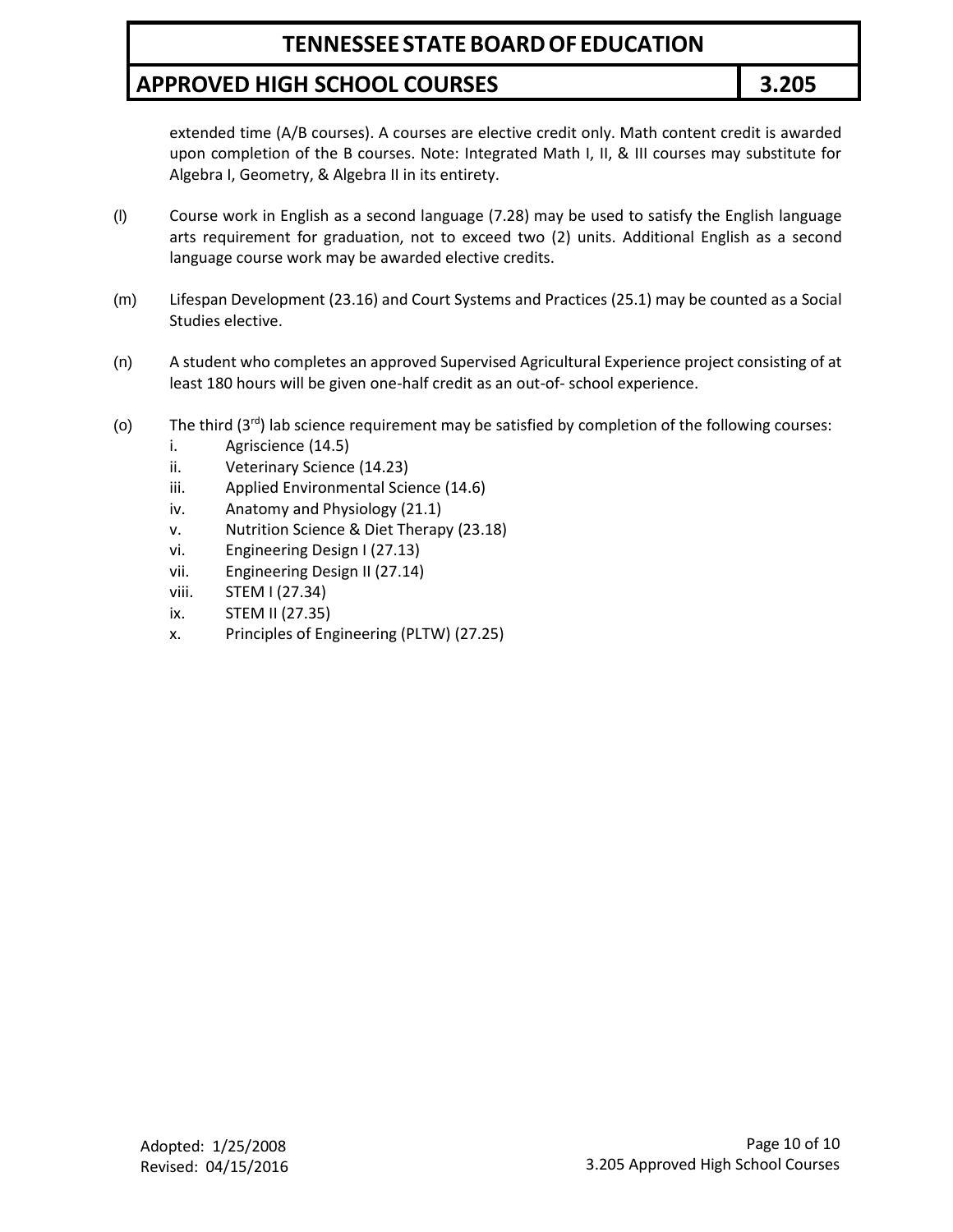extended time (A/B courses). A courses are elective credit only. Math content credit is awarded upon completion of the B courses. Note: Integrated Math I, II, & III courses may substitute for Algebra I, Geometry, & Algebra II in its entirety.

(l) Course work in English as a second language (7.28) may be used to satisfy the English language arts requirement for graduation, not to exceed two (2) units. Additional English as a second language course work may be awarded elective credits.

(m) Lifespan Development (23.16) and Court Systems and Practices (25.1) may be counted as a Social Studies elective.

(n) A student who completes an approved Supervised Agricultural Experience project consisting of at least 180 hours will be given one-half credit as an out-of- school experience.

(o) The third (3rd) lab science requirement may be satisfied by completion of the following courses:

- i. Agriscience (14.5)
- ii. Veterinary Science (14.23)
- iii. Applied Environmental Science (14.6)
- iv. Anatomy and Physiology (21.1)
- v. Nutrition Science & Diet Therapy (23.18)
- vi. Engineering Design I (27.13)
- vii. Engineering Design II (27.14)
- viii. STEM I (27.34)
- ix. STEM II (27.35)
- x. Principles of Engineering (PLTW) (27.25)

Adopted: 1/25/2008
Revised: 04/15/2016